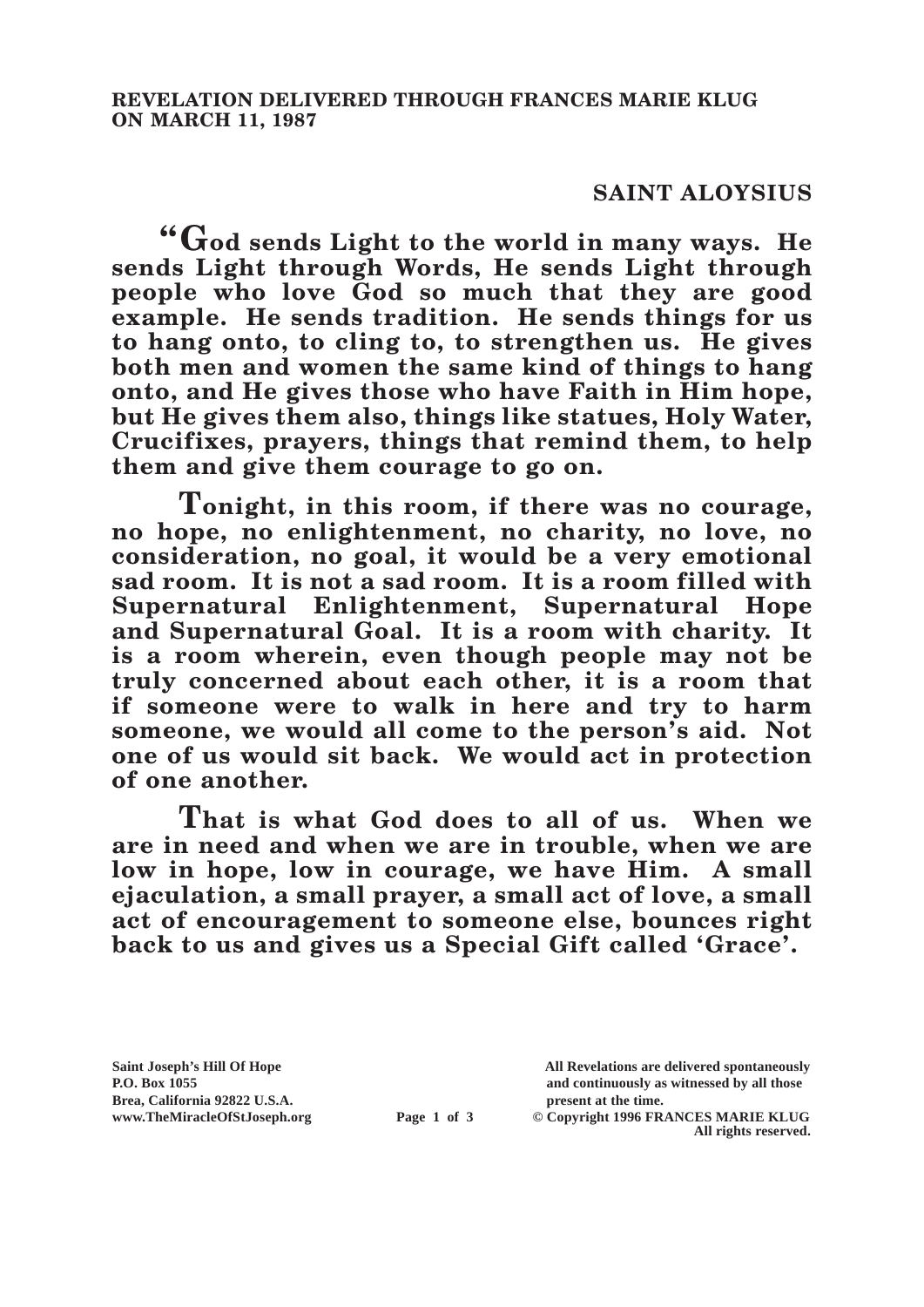**REVELATION DELIVERED THROUGH FRANCES MARIE KLUG ON MARCH 11, 1987**

## SAINT ALOYSIUS

**"God sends Light to the world in many ways. He sends Light through Words, He sends Light through people who love God so much that they are good example. He sends tradition. He sends things for us to hang onto, to cling to, to strengthen us. He gives both men and women the same kind of things to hang onto, and He gives those who have Faith in Him hope, but He gives them also, things like statues, Holy Water, Crucifixes, prayers, things that remind them, to help them and give them courage to go on.**

**Tonight, in this room, if there was no courage, no hope, no enlightenment, no charity, no love, no consideration, no goal, it would be a very emotional sad room. It is not a sad room. It is a room filled with Supernatural Enlightenment, Supernatural Hope and Supernatural Goal. It is a room with charity. It is a room wherein, even though people may not be truly concerned about each other, it is a room that if someone were to walk in here and try to harm someone, we would all come to the person's aid. Not one of us would sit back. We would act in protection of one another.**

**That is what God does to all of us. When we are in need and when we are in trouble, when we are low in hope, low in courage, we have Him. A small ejaculation, a small prayer, a small act of love, a small act of encouragement to someone else, bounces right back to us and gives us a Special Gift called 'Grace'.**

Saint Joseph's Hill Of Hope
P.O. Box 1055
Brea, California 92822 U.S.A.
www.TheMiracleOfStJoseph.org

All Revelations are delivered spontaneously and continuously as witnessed by all those present at the time.
© Copyright 1996 FRANCES MARIE KLUG
All rights reserved.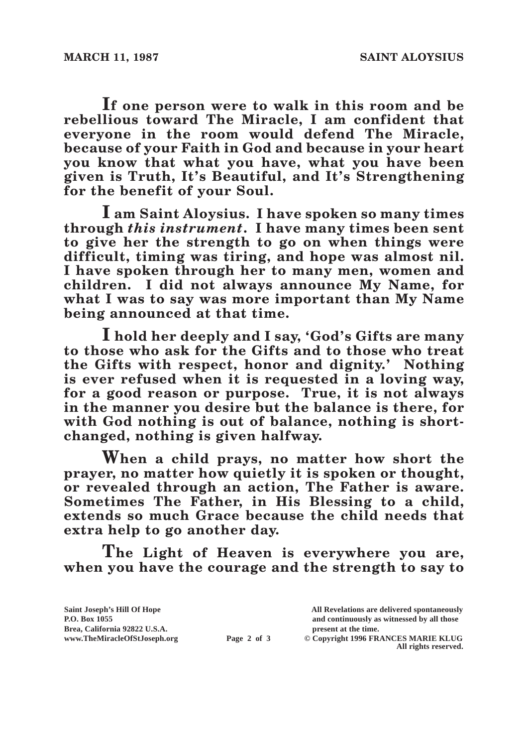**If one person were to walk in this room and be rebellious toward The Miracle, I am confident that everyone in the room would defend The Miracle, because of your Faith in God and because in your heart you know that what you have, what you have been given is Truth, It's Beautiful, and It's Strengthening for the benefit of your Soul.**

**I am Saint Aloysius. I have spoken so many times through *this instrument*. I have many times been sent to give her the strength to go on when things were difficult, timing was tiring, and hope was almost nil. I have spoken through her to many men, women and children. I did not always announce My Name, for what I was to say was more important than My Name being announced at that time.**

**I hold her deeply and I say, 'God's Gifts are many to those who ask for the Gifts and to those who treat the Gifts with respect, honor and dignity.' Nothing is ever refused when it is requested in a loving way, for a good reason or purpose. True, it is not always in the manner you desire but the balance is there, for with God nothing is out of balance, nothing is short-changed, nothing is given halfway.**

**When a child prays, no matter how short the prayer, no matter how quietly it is spoken or thought, or revealed through an action, The Father is aware. Sometimes The Father, in His Blessing to a child, extends so much Grace because the child needs that extra help to go another day.**

**The Light of Heaven is everywhere you are, when you have the courage and the strength to say to**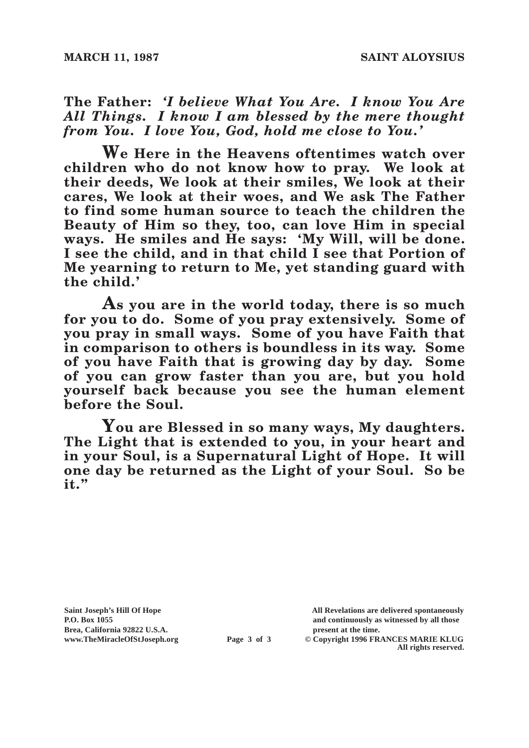**The Father:** ***'I believe What You Are. I know You Are All Things. I know I am blessed by the mere thought from You. I love You, God, hold me close to You.'***

**We Here in the Heavens oftentimes watch over children who do not know how to pray. We look at their deeds, We look at their smiles, We look at their cares, We look at their woes, and We ask The Father to find some human source to teach the children the Beauty of Him so they, too, can love Him in special ways. He smiles and He says: 'My Will, will be done. I see the child, and in that child I see that Portion of Me yearning to return to Me, yet standing guard with the child.'**

**As you are in the world today, there is so much for you to do. Some of you pray extensively. Some of you pray in small ways. Some of you have Faith that in comparison to others is boundless in its way. Some of you have Faith that is growing day by day. Some of you can grow faster than you are, but you hold yourself back because you see the human element before the Soul.**

**You are Blessed in so many ways, My daughters. The Light that is extended to you, in your heart and in your Soul, is a Supernatural Light of Hope. It will one day be returned as the Light of your Soul. So be it."**